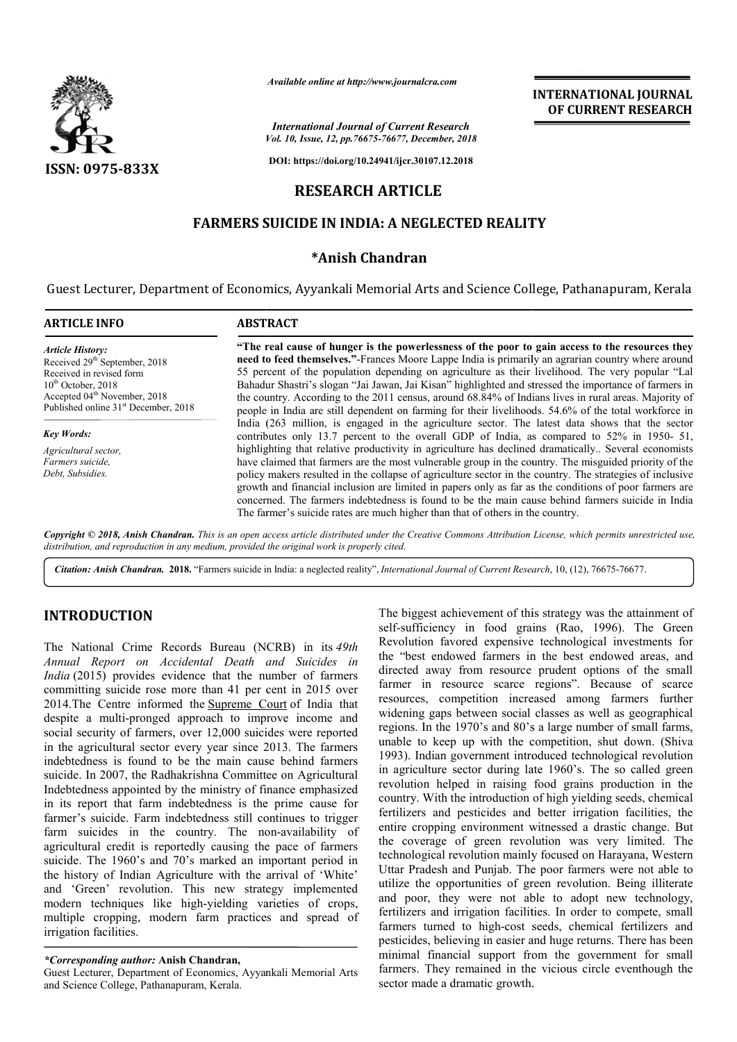*Available online at http://www.journalcra.com*

*International Journal of Current Research*
*Vol. 10, Issue, 12, pp.76675-76677, December, 2018*

**DOI: https://doi.org/10.24941/ijcr.30107.12.2018**

**INTERNATIONAL JOURNAL OF CURRENT RESEARCH**

**ISSN: 0975-833X**

# RESEARCH ARTICLE

# FARMERS SUICIDE IN INDIA: A NEGLECTED REALITY

**\*Anish Chandran**

Guest Lecturer, Department of Economics, Ayyankali Memorial Arts and Science College, Pathanapuram, Kerala

## ARTICLE INFO

*Article History:*
Received 29th September, 2018
Received in revised form
10th October, 2018
Accepted 04th November, 2018
Published online 31st December, 2018

*Key Words:*
Agricultural sector,
Farmers suicide,
Debt, Subsidies.

## ABSTRACT

**"The real cause of hunger is the powerlessness of the poor to gain access to the resources they need to feed themselves."**-Frances Moore Lappe India is primarily an agrarian country where around 55 percent of the population depending on agriculture as their livelihood. The very popular "Lal Bahadur Shastri's slogan "Jai Jawan, Jai Kisan" highlighted and stressed the importance of farmers in the country. According to the 2011 census, around 68.84% of Indians lives in rural areas. Majority of people in India are still dependent on farming for their livelihoods. 54.6% of the total workforce in India (263 million, is engaged in the agriculture sector. The latest data shows that the sector contributes only 13.7 percent to the overall GDP of India, as compared to 52% in 1950- 51, highlighting that relative productivity in agriculture has declined dramatically.. Several economists have claimed that farmers are the most vulnerable group in the country. The misguided priority of the policy makers resulted in the collapse of agriculture sector in the country. The strategies of inclusive growth and financial inclusion are limited in papers only as far as the conditions of poor farmers are concerned. The farmers indebtedness is found to be the main cause behind farmers suicide in India The farmer's suicide rates are much higher than that of others in the country.

***Copyright © 2018, Anish Chandran.*** *This is an open access article distributed under the Creative Commons Attribution License, which permits unrestricted use, distribution, and reproduction in any medium, provided the original work is properly cited.*

***Citation: Anish Chandran. 2018.*** "Farmers suicide in India: a neglected reality", *International Journal of Current Research*, 10, (12), 76675-76677.

## INTRODUCTION

The National Crime Records Bureau (NCRB) in its *49th Annual Report on Accidental Death and Suicides in India* (2015) provides evidence that the number of farmers committing suicide rose more than 41 per cent in 2015 over 2014.The Centre informed the Supreme Court of India that despite a multi-pronged approach to improve income and social security of farmers, over 12,000 suicides were reported in the agricultural sector every year since 2013. The farmers indebtedness is found to be the main cause behind farmers suicide. In 2007, the Radhakrishna Committee on Agricultural Indebtedness appointed by the ministry of finance emphasized in its report that farm indebtedness is the prime cause for farmer's suicide. Farm indebtedness still continues to trigger farm suicides in the country. The non-availability of agricultural credit is reportedly causing the pace of farmers suicide. The 1960's and 70's marked an important period in the history of Indian Agriculture with the arrival of 'White' and 'Green' revolution. This new strategy implemented modern techniques like high-yielding varieties of crops, multiple cropping, modern farm practices and spread of irrigation facilities.

The biggest achievement of this strategy was the attainment of self-sufficiency in food grains (Rao, 1996). The Green Revolution favored expensive technological investments for the "best endowed farmers in the best endowed areas, and directed away from resource prudent options of the small farmer in resource scarce regions". Because of scarce resources, competition increased among farmers further widening gaps between social classes as well as geographical regions. In the 1970's and 80's a large number of small farms, unable to keep up with the competition, shut down. (Shiva 1993). Indian government introduced technological revolution in agriculture sector during late 1960's. The so called green revolution helped in raising food grains production in the country. With the introduction of high yielding seeds, chemical fertilizers and pesticides and better irrigation facilities, the entire cropping environment witnessed a drastic change. But the coverage of green revolution was very limited. The technological revolution mainly focused on Harayana, Western Uttar Pradesh and Punjab. The poor farmers were not able to utilize the opportunities of green revolution. Being illiterate and poor, they were not able to adopt new technology, fertilizers and irrigation facilities. In order to compete, small farmers turned to high-cost seeds, chemical fertilizers and pesticides, believing in easier and huge returns. There has been minimal financial support from the government for small farmers. They remained in the vicious circle eventhough the sector made a dramatic growth.

---

***\*Corresponding author:*** **Anish Chandran,**
Guest Lecturer, Department of Economics, Ayyankali Memorial Arts and Science College, Pathanapuram, Kerala.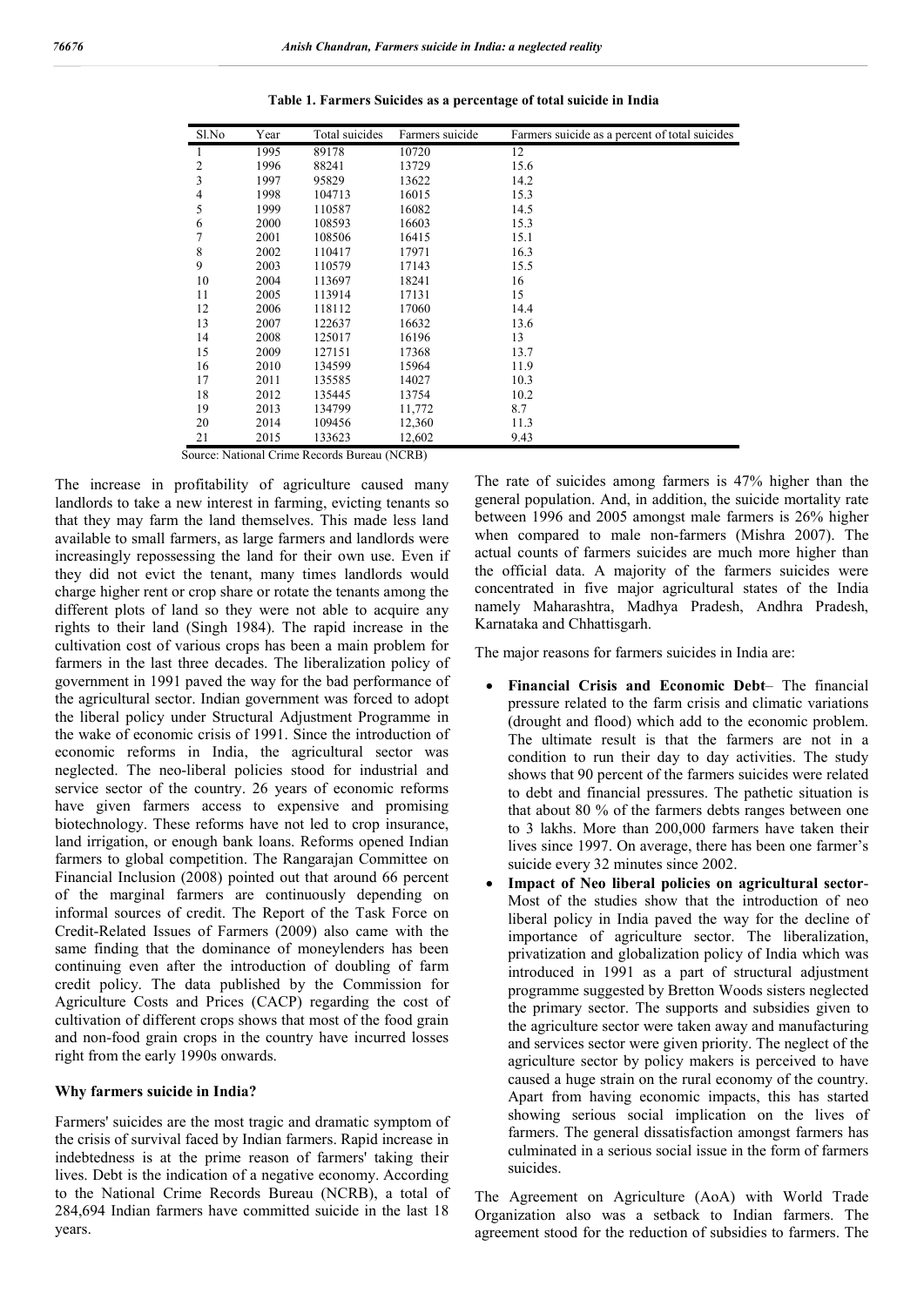**Table 1. Farmers Suicides as a percentage of total suicide in India**

| Sl.No | Year | Total suicides | Farmers suicide | Farmers suicide as a percent of total suicides |
|---|---|---|---|---|
| 1 | 1995 | 89178 | 10720 | 12 |
| 2 | 1996 | 88241 | 13729 | 15.6 |
| 3 | 1997 | 95829 | 13622 | 14.2 |
| 4 | 1998 | 104713 | 16015 | 15.3 |
| 5 | 1999 | 110587 | 16082 | 14.5 |
| 6 | 2000 | 108593 | 16603 | 15.3 |
| 7 | 2001 | 108506 | 16415 | 15.1 |
| 8 | 2002 | 110417 | 17971 | 16.3 |
| 9 | 2003 | 110579 | 17143 | 15.5 |
| 10 | 2004 | 113697 | 18241 | 16 |
| 11 | 2005 | 113914 | 17131 | 15 |
| 12 | 2006 | 118112 | 17060 | 14.4 |
| 13 | 2007 | 122637 | 16632 | 13.6 |
| 14 | 2008 | 125017 | 16196 | 13 |
| 15 | 2009 | 127151 | 17368 | 13.7 |
| 16 | 2010 | 134599 | 15964 | 11.9 |
| 17 | 2011 | 135585 | 14027 | 10.3 |
| 18 | 2012 | 135445 | 13754 | 10.2 |
| 19 | 2013 | 134799 | 11,772 | 8.7 |
| 20 | 2014 | 109456 | 12,360 | 11.3 |
| 21 | 2015 | 133623 | 12,602 | 9.43 |

Source: National Crime Records Bureau (NCRB)

The increase in profitability of agriculture caused many landlords to take a new interest in farming, evicting tenants so that they may farm the land themselves. This made less land available to small farmers, as large farmers and landlords were increasingly repossessing the land for their own use. Even if they did not evict the tenant, many times landlords would charge higher rent or crop share or rotate the tenants among the different plots of land so they were not able to acquire any rights to their land (Singh 1984). The rapid increase in the cultivation cost of various crops has been a main problem for farmers in the last three decades. The liberalization policy of government in 1991 paved the way for the bad performance of the agricultural sector. Indian government was forced to adopt the liberal policy under Structural Adjustment Programme in the wake of economic crisis of 1991. Since the introduction of economic reforms in India, the agricultural sector was neglected. The neo-liberal policies stood for industrial and service sector of the country. 26 years of economic reforms have given farmers access to expensive and promising biotechnology. These reforms have not led to crop insurance, land irrigation, or enough bank loans. Reforms opened Indian farmers to global competition. The Rangarajan Committee on Financial Inclusion (2008) pointed out that around 66 percent of the marginal farmers are continuously depending on informal sources of credit. The Report of the Task Force on Credit-Related Issues of Farmers (2009) also came with the same finding that the dominance of moneylenders has been continuing even after the introduction of doubling of farm credit policy. The data published by the Commission for Agriculture Costs and Prices (CACP) regarding the cost of cultivation of different crops shows that most of the food grain and non-food grain crops in the country have incurred losses right from the early 1990s onwards.

### Why farmers suicide in India?

Farmers' suicides are the most tragic and dramatic symptom of the crisis of survival faced by Indian farmers. Rapid increase in indebtedness is at the prime reason of farmers' taking their lives. Debt is the indication of a negative economy. According to the National Crime Records Bureau (NCRB), a total of 284,694 Indian farmers have committed suicide in the last 18 years.

The rate of suicides among farmers is 47% higher than the general population. And, in addition, the suicide mortality rate between 1996 and 2005 amongst male farmers is 26% higher when compared to male non-farmers (Mishra 2007). The actual counts of farmers suicides are much more higher than the official data. A majority of the farmers suicides were concentrated in five major agricultural states of the India namely Maharashtra, Madhya Pradesh, Andhra Pradesh, Karnataka and Chhattisgarh.

The major reasons for farmers suicides in India are:

- **Financial Crisis and Economic Debt**– The financial pressure related to the farm crisis and climatic variations (drought and flood) which add to the economic problem. The ultimate result is that the farmers are not in a condition to run their day to day activities. The study shows that 90 percent of the farmers suicides were related to debt and financial pressures. The pathetic situation is that about 80 % of the farmers debts ranges between one to 3 lakhs. More than 200,000 farmers have taken their lives since 1997. On average, there has been one farmer's suicide every 32 minutes since 2002.
- **Impact of Neo liberal policies on agricultural sector**- Most of the studies show that the introduction of neo liberal policy in India paved the way for the decline of importance of agriculture sector. The liberalization, privatization and globalization policy of India which was introduced in 1991 as a part of structural adjustment programme suggested by Bretton Woods sisters neglected the primary sector. The supports and subsidies given to the agriculture sector were taken away and manufacturing and services sector were given priority. The neglect of the agriculture sector by policy makers is perceived to have caused a huge strain on the rural economy of the country. Apart from having economic impacts, this has started showing serious social implication on the lives of farmers. The general dissatisfaction amongst farmers has culminated in a serious social issue in the form of farmers suicides.

The Agreement on Agriculture (AoA) with World Trade Organization also was a setback to Indian farmers. The agreement stood for the reduction of subsidies to farmers. The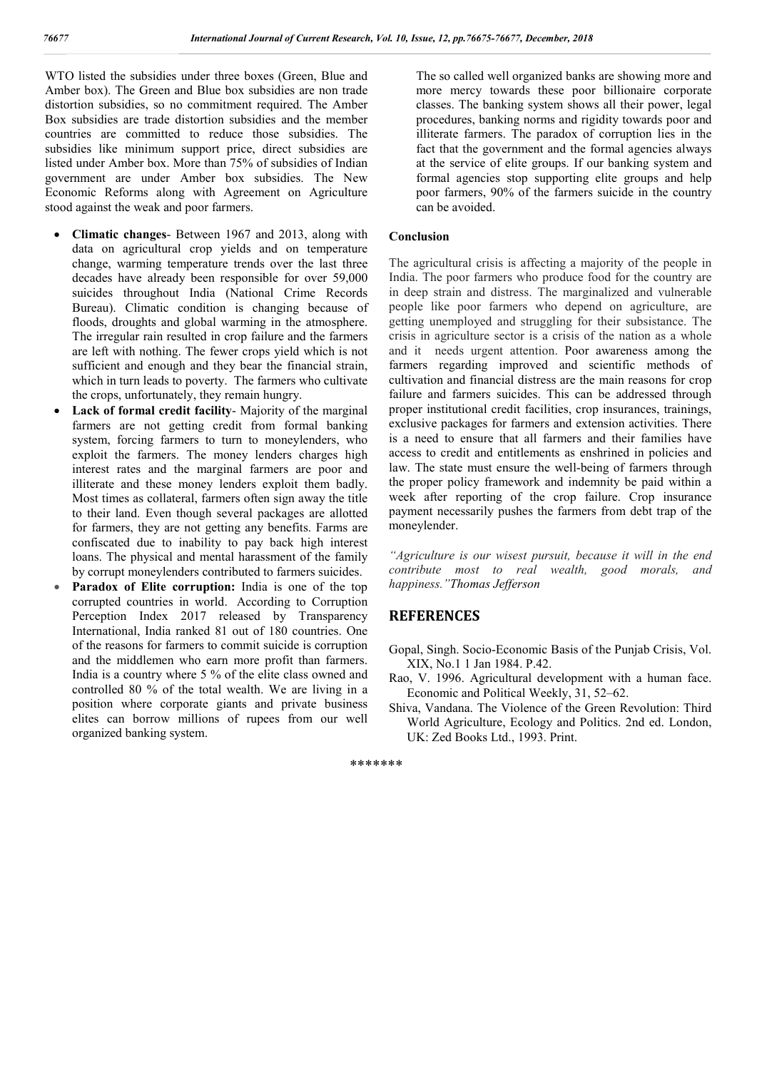WTO listed the subsidies under three boxes (Green, Blue and Amber box). The Green and Blue box subsidies are non trade distortion subsidies, so no commitment required. The Amber Box subsidies are trade distortion subsidies and the member countries are committed to reduce those subsidies. The subsidies like minimum support price, direct subsidies are listed under Amber box. More than 75% of subsidies of Indian government are under Amber box subsidies. The New Economic Reforms along with Agreement on Agriculture stood against the weak and poor farmers.

- **Climatic changes**- Between 1967 and 2013, along with data on agricultural crop yields and on temperature change, warming temperature trends over the last three decades have already been responsible for over 59,000 suicides throughout India (National Crime Records Bureau). Climatic condition is changing because of floods, droughts and global warming in the atmosphere. The irregular rain resulted in crop failure and the farmers are left with nothing. The fewer crops yield which is not sufficient and enough and they bear the financial strain, which in turn leads to poverty. The farmers who cultivate the crops, unfortunately, they remain hungry.
- **Lack of formal credit facility**- Majority of the marginal farmers are not getting credit from formal banking system, forcing farmers to turn to moneylenders, who exploit the farmers. The money lenders charges high interest rates and the marginal farmers are poor and illiterate and these money lenders exploit them badly. Most times as collateral, farmers often sign away the title to their land. Even though several packages are allotted for farmers, they are not getting any benefits. Farms are confiscated due to inability to pay back high interest loans. The physical and mental harassment of the family by corrupt moneylenders contributed to farmers suicides.
- **Paradox of Elite corruption:** India is one of the top corrupted countries in world. According to Corruption Perception Index 2017 released by Transparency International, India ranked 81 out of 180 countries. One of the reasons for farmers to commit suicide is corruption and the middlemen who earn more profit than farmers. India is a country where 5 % of the elite class owned and controlled 80 % of the total wealth. We are living in a position where corporate giants and private business elites can borrow millions of rupees from our well organized banking system.

  The so called well organized banks are showing more and more mercy towards these poor billionaire corporate classes. The banking system shows all their power, legal procedures, banking norms and rigidity towards poor and illiterate farmers. The paradox of corruption lies in the fact that the government and the formal agencies always at the service of elite groups. If our banking system and formal agencies stop supporting elite groups and help poor farmers, 90% of the farmers suicide in the country can be avoided.

### Conclusion

The agricultural crisis is affecting a majority of the people in India. The poor farmers who produce food for the country are in deep strain and distress. The marginalized and vulnerable people like poor farmers who depend on agriculture, are getting unemployed and struggling for their subsistance. The crisis in agriculture sector is a crisis of the nation as a whole and it needs urgent attention. Poor awareness among the farmers regarding improved and scientific methods of cultivation and financial distress are the main reasons for crop failure and farmers suicides. This can be addressed through proper institutional credit facilities, crop insurances, trainings, exclusive packages for farmers and extension activities. There is a need to ensure that all farmers and their families have access to credit and entitlements as enshrined in policies and law. The state must ensure the well-being of farmers through the proper policy framework and indemnity be paid within a week after reporting of the crop failure. Crop insurance payment necessarily pushes the farmers from debt trap of the moneylender.

*"Agriculture is our wisest pursuit, because it will in the end contribute most to real wealth, good morals, and happiness."Thomas Jefferson*

## REFERENCES

Gopal, Singh. Socio-Economic Basis of the Punjab Crisis, Vol. XIX, No.1 1 Jan 1984. P.42.

Rao, V. 1996. Agricultural development with a human face. Economic and Political Weekly, 31, 52–62.

Shiva, Vandana. The Violence of the Green Revolution: Third World Agriculture, Ecology and Politics. 2nd ed. London, UK: Zed Books Ltd., 1993. Print.

*******